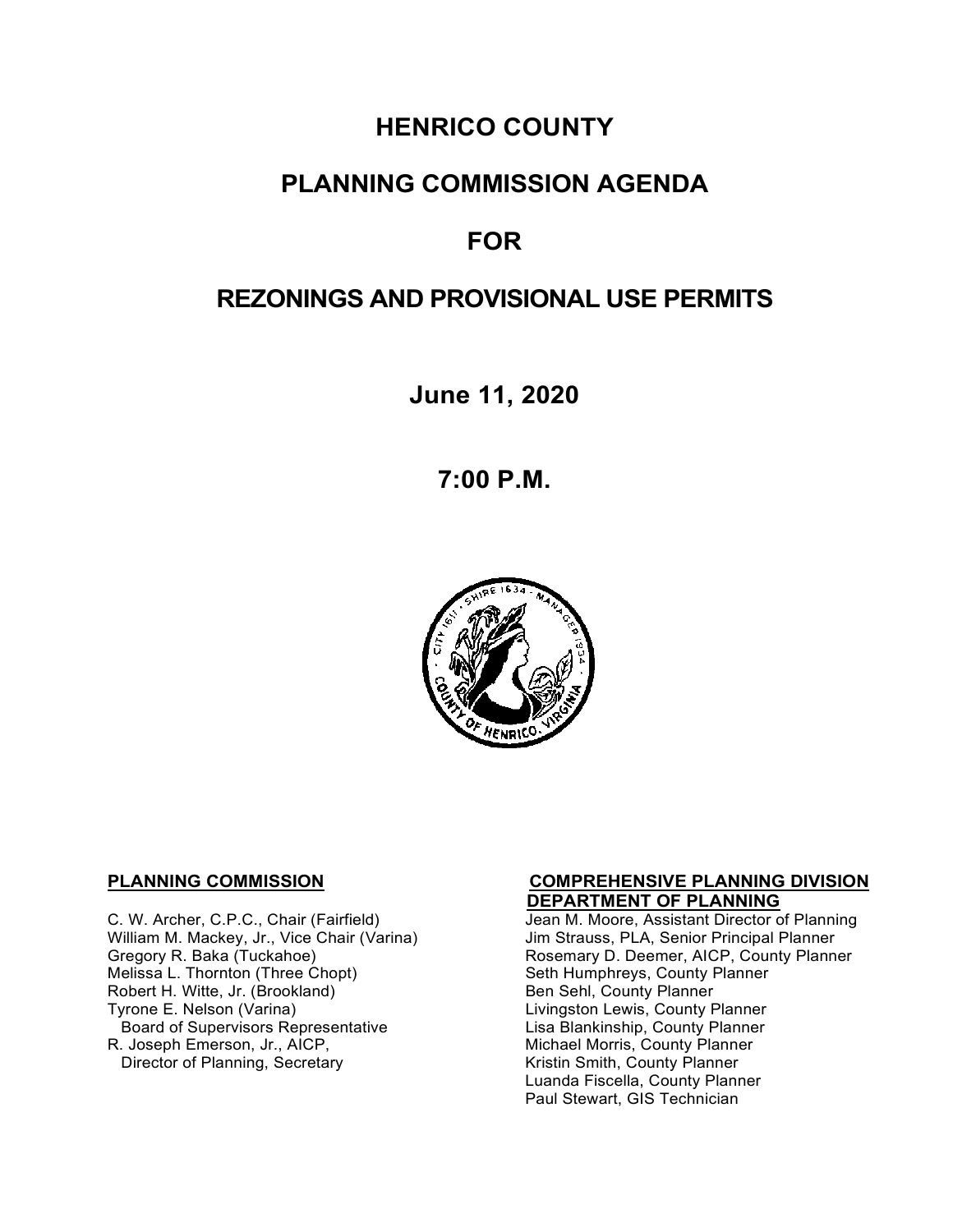# HENRICO COUNTY

# PLANNING COMMISSION AGENDA

# FOR

# REZONINGS AND PROVISIONAL USE PERMITS

## June 11, 2020

## 7:00 P.M.

**PLANNING COMMISSION**

C. W. Archer, C.P.C., Chair (Fairfield)
William M. Mackey, Jr., Vice Chair (Varina)
Gregory R. Baka (Tuckahoe)
Melissa L. Thornton (Three Chopt)
Robert H. Witte, Jr. (Brookland)
Tyrone E. Nelson (Varina)
Board of Supervisors Representative
R. Joseph Emerson, Jr., AICP,
Director of Planning, Secretary

**COMPREHENSIVE PLANNING DIVISION**
**DEPARTMENT OF PLANNING**

Jean M. Moore, Assistant Director of Planning
Jim Strauss, PLA, Senior Principal Planner
Rosemary D. Deemer, AICP, County Planner
Seth Humphreys, County Planner
Ben Sehl, County Planner
Livingston Lewis, County Planner
Lisa Blankinship, County Planner
Michael Morris, County Planner
Kristin Smith, County Planner
Luanda Fiscella, County Planner
Paul Stewart, GIS Technician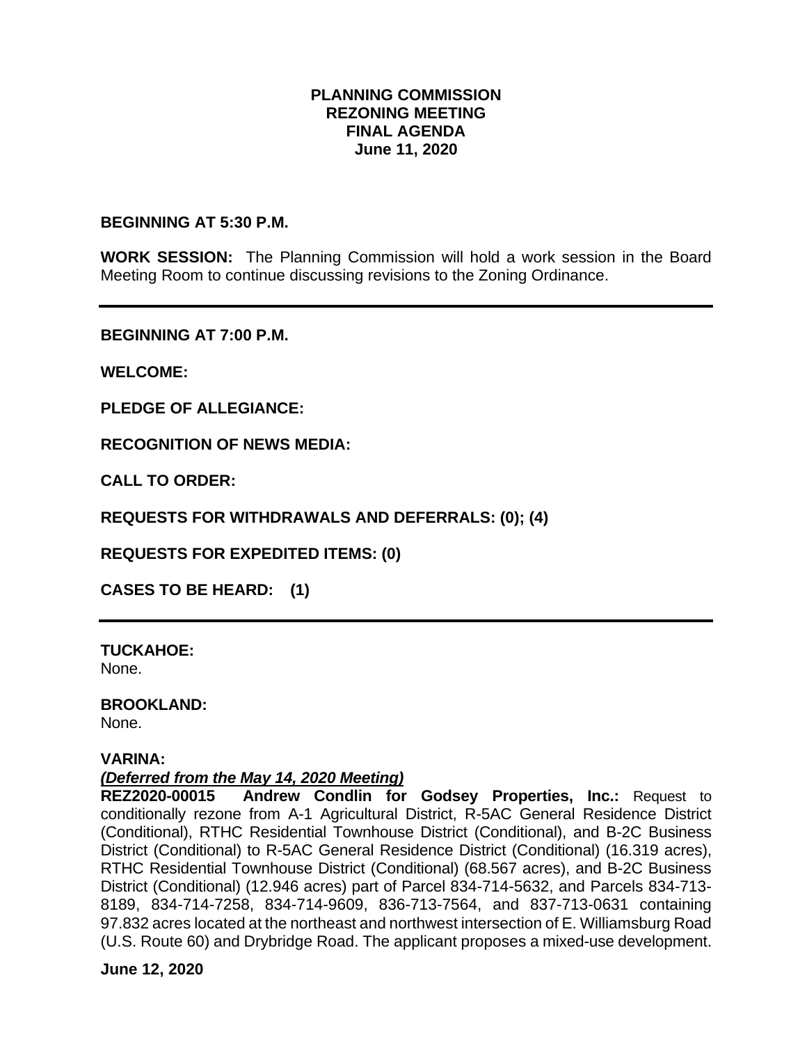**PLANNING COMMISSION**
**REZONING MEETING**
**FINAL AGENDA**
**June 11, 2020**

**BEGINNING AT 5:30 P.M.**

**WORK SESSION:** The Planning Commission will hold a work session in the Board Meeting Room to continue discussing revisions to the Zoning Ordinance.

---

**BEGINNING AT 7:00 P.M.**

**WELCOME:**

**PLEDGE OF ALLEGIANCE:**

**RECOGNITION OF NEWS MEDIA:**

**CALL TO ORDER:**

**REQUESTS FOR WITHDRAWALS AND DEFERRALS: (0); (4)**

**REQUESTS FOR EXPEDITED ITEMS: (0)**

**CASES TO BE HEARD: (1)**

---

**TUCKAHOE:**
None.

**BROOKLAND:**
None.

**VARINA:**
***(Deferred from the May 14, 2020 Meeting)***
**REZ2020-00015 Andrew Condlin for Godsey Properties, Inc.:** Request to conditionally rezone from A-1 Agricultural District, R-5AC General Residence District (Conditional), RTHC Residential Townhouse District (Conditional), and B-2C Business District (Conditional) to R-5AC General Residence District (Conditional) (16.319 acres), RTHC Residential Townhouse District (Conditional) (68.567 acres), and B-2C Business District (Conditional) (12.946 acres) part of Parcel 834-714-5632, and Parcels 834-713-8189, 834-714-7258, 834-714-9609, 836-713-7564, and 837-713-0631 containing 97.832 acres located at the northeast and northwest intersection of E. Williamsburg Road (U.S. Route 60) and Drybridge Road. The applicant proposes a mixed-use development.

**June 12, 2020**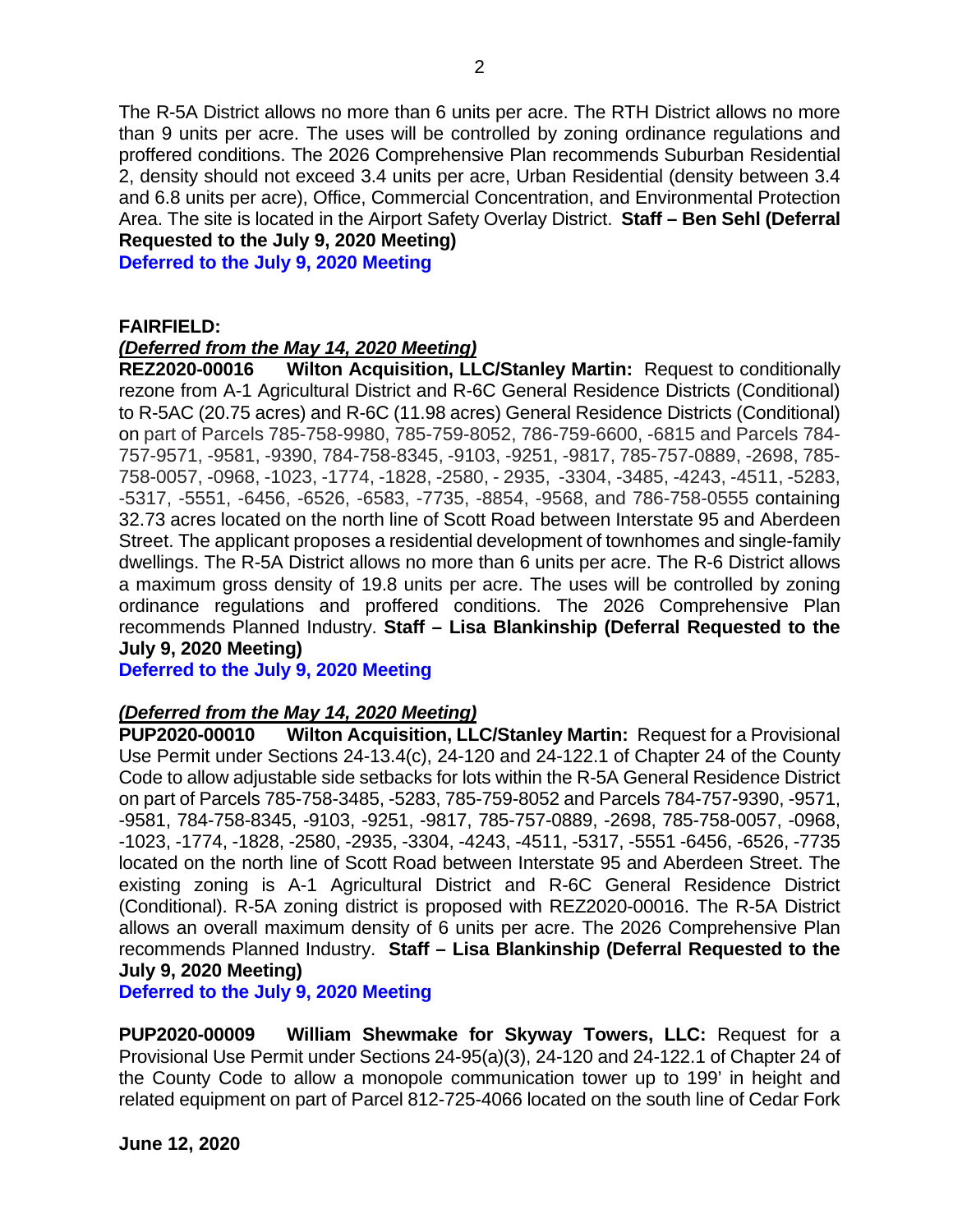The R-5A District allows no more than 6 units per acre. The RTH District allows no more than 9 units per acre. The uses will be controlled by zoning ordinance regulations and proffered conditions. The 2026 Comprehensive Plan recommends Suburban Residential 2, density should not exceed 3.4 units per acre, Urban Residential (density between 3.4 and 6.8 units per acre), Office, Commercial Concentration, and Environmental Protection Area. The site is located in the Airport Safety Overlay District. **Staff – Ben Sehl (Deferral Requested to the July 9, 2020 Meeting)**

**Deferred to the July 9, 2020 Meeting**

**FAIRFIELD:**

***(Deferred from the May 14, 2020 Meeting)***

**REZ2020-00016 Wilton Acquisition, LLC/Stanley Martin:** Request to conditionally rezone from A-1 Agricultural District and R-6C General Residence Districts (Conditional) to R-5AC (20.75 acres) and R-6C (11.98 acres) General Residence Districts (Conditional) on part of Parcels 785-758-9980, 785-759-8052, 786-759-6600, -6815 and Parcels 784-757-9571, -9581, -9390, 784-758-8345, -9103, -9251, -9817, 785-757-0889, -2698, 785-758-0057, -0968, -1023, -1774, -1828, -2580, - 2935, -3304, -3485, -4243, -4511, -5283, -5317, -5551, -6456, -6526, -6583, -7735, -8854, -9568, and 786-758-0555 containing 32.73 acres located on the north line of Scott Road between Interstate 95 and Aberdeen Street. The applicant proposes a residential development of townhomes and single-family dwellings. The R-5A District allows no more than 6 units per acre. The R-6 District allows a maximum gross density of 19.8 units per acre. The uses will be controlled by zoning ordinance regulations and proffered conditions. The 2026 Comprehensive Plan recommends Planned Industry. **Staff – Lisa Blankinship (Deferral Requested to the July 9, 2020 Meeting)**

**Deferred to the July 9, 2020 Meeting**

***(Deferred from the May 14, 2020 Meeting)***

**PUP2020-00010 Wilton Acquisition, LLC/Stanley Martin:** Request for a Provisional Use Permit under Sections 24-13.4(c), 24-120 and 24-122.1 of Chapter 24 of the County Code to allow adjustable side setbacks for lots within the R-5A General Residence District on part of Parcels 785-758-3485, -5283, 785-759-8052 and Parcels 784-757-9390, -9571, -9581, 784-758-8345, -9103, -9251, -9817, 785-757-0889, -2698, 785-758-0057, -0968, -1023, -1774, -1828, -2580, -2935, -3304, -4243, -4511, -5317, -5551 -6456, -6526, -7735 located on the north line of Scott Road between Interstate 95 and Aberdeen Street. The existing zoning is A-1 Agricultural District and R-6C General Residence District (Conditional). R-5A zoning district is proposed with REZ2020-00016. The R-5A District allows an overall maximum density of 6 units per acre. The 2026 Comprehensive Plan recommends Planned Industry. **Staff – Lisa Blankinship (Deferral Requested to the July 9, 2020 Meeting)**

**Deferred to the July 9, 2020 Meeting**

**PUP2020-00009 William Shewmake for Skyway Towers, LLC:** Request for a Provisional Use Permit under Sections 24-95(a)(3), 24-120 and 24-122.1 of Chapter 24 of the County Code to allow a monopole communication tower up to 199' in height and related equipment on part of Parcel 812-725-4066 located on the south line of Cedar Fork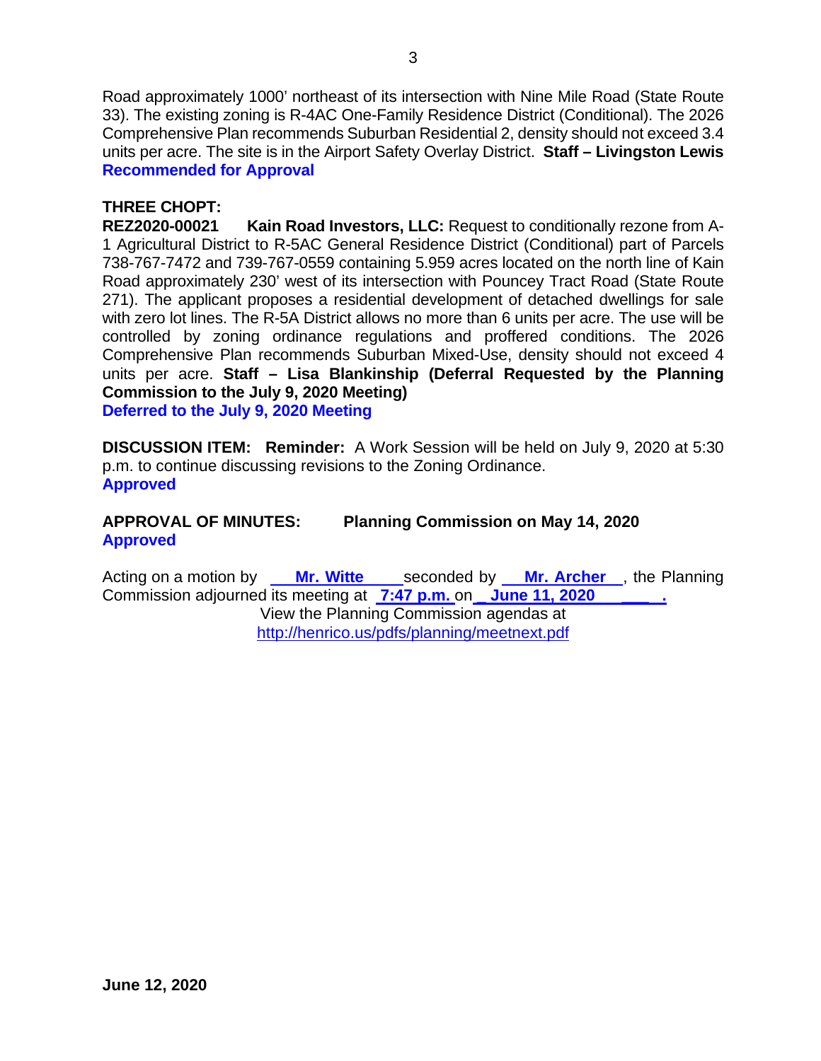Road approximately 1000' northeast of its intersection with Nine Mile Road (State Route 33). The existing zoning is R-4AC One-Family Residence District (Conditional). The 2026 Comprehensive Plan recommends Suburban Residential 2, density should not exceed 3.4 units per acre. The site is in the Airport Safety Overlay District. **Staff – Livingston Lewis**
**Recommended for Approval**

**THREE CHOPT:**
**REZ2020-00021 Kain Road Investors, LLC:** Request to conditionally rezone from A-1 Agricultural District to R-5AC General Residence District (Conditional) part of Parcels 738-767-7472 and 739-767-0559 containing 5.959 acres located on the north line of Kain Road approximately 230' west of its intersection with Pouncey Tract Road (State Route 271). The applicant proposes a residential development of detached dwellings for sale with zero lot lines. The R-5A District allows no more than 6 units per acre. The use will be controlled by zoning ordinance regulations and proffered conditions. The 2026 Comprehensive Plan recommends Suburban Mixed-Use, density should not exceed 4 units per acre. **Staff – Lisa Blankinship (Deferral Requested by the Planning Commission to the July 9, 2020 Meeting)**
**Deferred to the July 9, 2020 Meeting**

**DISCUSSION ITEM: Reminder:** A Work Session will be held on July 9, 2020 at 5:30 p.m. to continue discussing revisions to the Zoning Ordinance.
**Approved**

**APPROVAL OF MINUTES: Planning Commission on May 14, 2020**
**Approved**

Acting on a motion by **Mr. Witte** seconded by **Mr. Archer**, the Planning Commission adjourned its meeting at **7:47 p.m.** on **June 11, 2020**.

View the Planning Commission agendas at
http://henrico.us/pdfs/planning/meetnext.pdf

**June 12, 2020**